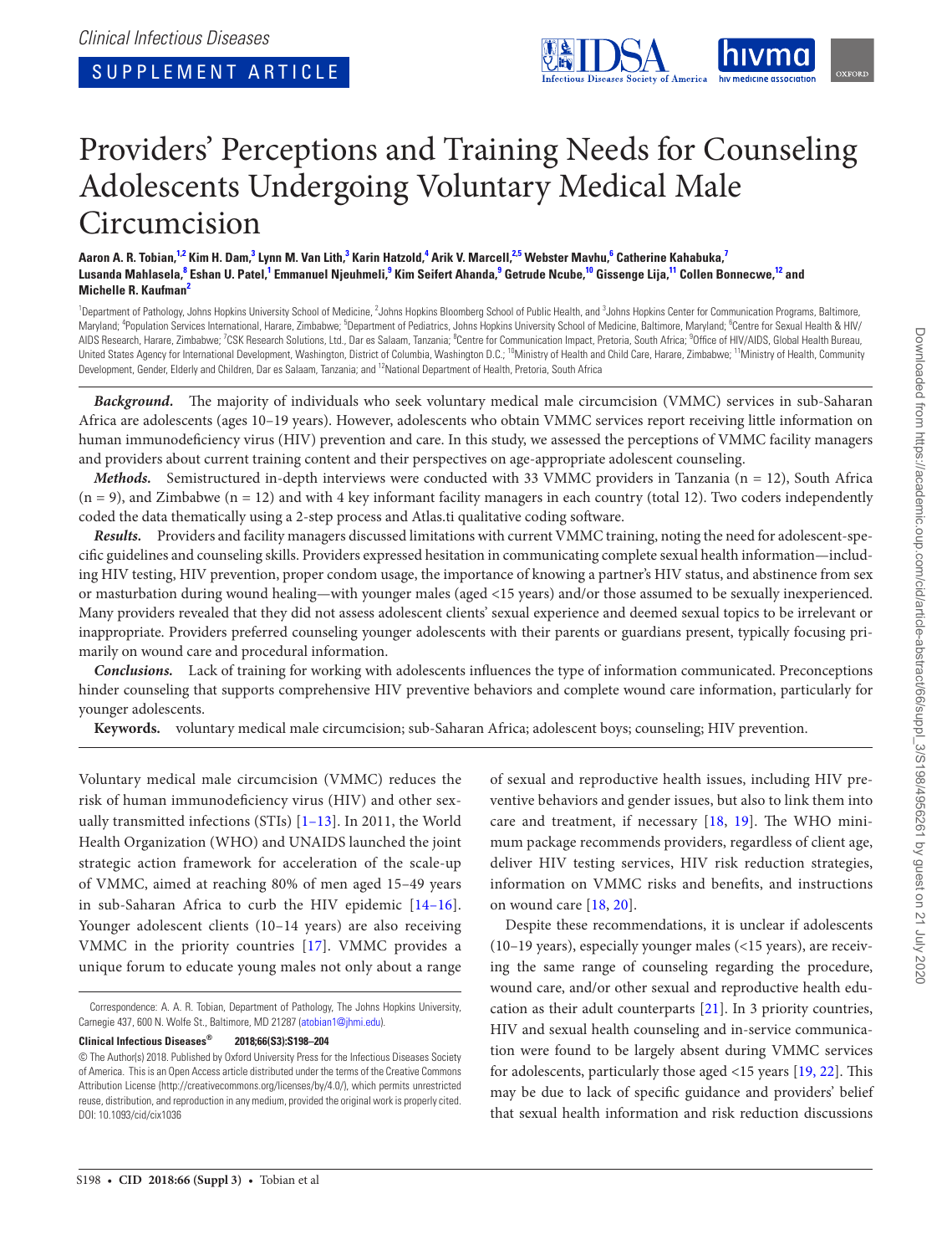*Clinical Infectious Diseases*

SUPPLEMENT ARTICLE

# Providers' Perceptions and Training Needs for Counseling Adolescents Undergoing Voluntary Medical Male Circumcision

**Aaron A. R. Tobian,[1,2] Kim H. Dam,[3] Lynn M. Van Lith,[3] Karin Hatzold,[4] Arik V. Marcell,[2,5] Webster Mavhu,[6] Catherine Kahabuka,[7] Lusanda Mahlasela,[8] Eshan U. Patel,[1] Emmanuel Njeuhmeli,[9] Kim Seifert Ahanda,[9] Getrude Ncube,[10] Gissenge Lija,[11] Collen Bonnecwe,[12] and Michelle R. Kaufman[2]**

[1]Department of Pathology, Johns Hopkins University School of Medicine, [2]Johns Hopkins Bloomberg School of Public Health, and [3]Johns Hopkins Center for Communication Programs, Baltimore, Maryland; [4]Population Services International, Harare, Zimbabwe; [5]Department of Pediatrics, Johns Hopkins University School of Medicine, Baltimore, Maryland; [6]Centre for Sexual Health & HIV/AIDS Research, Harare, Zimbabwe; [7]CSK Research Solutions, Ltd., Dar es Salaam, Tanzania; [8]Centre for Communication Impact, Pretoria, South Africa; [9]Office of HIV/AIDS, Global Health Bureau, United States Agency for International Development, Washington, District of Columbia, Washington D.C.; [10]Ministry of Health and Child Care, Harare, Zimbabwe; [11]Ministry of Health, Community Development, Gender, Elderly and Children, Dar es Salaam, Tanzania; and [12]National Department of Health, Pretoria, South Africa

***Background.*** The majority of individuals who seek voluntary medical male circumcision (VMMC) services in sub-Saharan Africa are adolescents (ages 10–19 years). However, adolescents who obtain VMMC services report receiving little information on human immunodeficiency virus (HIV) prevention and care. In this study, we assessed the perceptions of VMMC facility managers and providers about current training content and their perspectives on age-appropriate adolescent counseling.

***Methods.*** Semistructured in-depth interviews were conducted with 33 VMMC providers in Tanzania (n = 12), South Africa (n = 9), and Zimbabwe (n = 12) and with 4 key informant facility managers in each country (total 12). Two coders independently coded the data thematically using a 2-step process and Atlas.ti qualitative coding software.

***Results.*** Providers and facility managers discussed limitations with current VMMC training, noting the need for adolescent-specific guidelines and counseling skills. Providers expressed hesitation in communicating complete sexual health information—including HIV testing, HIV prevention, proper condom usage, the importance of knowing a partner's HIV status, and abstinence from sex or masturbation during wound healing—with younger males (aged <15 years) and/or those assumed to be sexually inexperienced. Many providers revealed that they did not assess adolescent clients' sexual experience and deemed sexual topics to be irrelevant or inappropriate. Providers preferred counseling younger adolescents with their parents or guardians present, typically focusing primarily on wound care and procedural information.

***Conclusions.*** Lack of training for working with adolescents influences the type of information communicated. Preconceptions hinder counseling that supports comprehensive HIV preventive behaviors and complete wound care information, particularly for younger adolescents.

**Keywords.** voluntary medical male circumcision; sub-Saharan Africa; adolescent boys; counseling; HIV prevention.

Voluntary medical male circumcision (VMMC) reduces the risk of human immunodeficiency virus (HIV) and other sexually transmitted infections (STIs) [1–13]. In 2011, the World Health Organization (WHO) and UNAIDS launched the joint strategic action framework for acceleration of the scale-up of VMMC, aimed at reaching 80% of men aged 15–49 years in sub-Saharan Africa to curb the HIV epidemic [14–16]. Younger adolescent clients (10–14 years) are also receiving VMMC in the priority countries [17]. VMMC provides a unique forum to educate young males not only about a range of sexual and reproductive health issues, including HIV preventive behaviors and gender issues, but also to link them into care and treatment, if necessary [18, 19]. The WHO minimum package recommends providers, regardless of client age, deliver HIV testing services, HIV risk reduction strategies, information on VMMC risks and benefits, and instructions on wound care [18, 20].

Despite these recommendations, it is unclear if adolescents (10–19 years), especially younger males (<15 years), are receiving the same range of counseling regarding the procedure, wound care, and/or other sexual and reproductive health education as their adult counterparts [21]. In 3 priority countries, HIV and sexual health counseling and in-service communication were found to be largely absent during VMMC services for adolescents, particularly those aged <15 years [19, 22]. This may be due to lack of specific guidance and providers' belief that sexual health information and risk reduction discussions

Correspondence: A. A. R. Tobian, Department of Pathology, The Johns Hopkins University, Carnegie 437, 600 N. Wolfe St., Baltimore, MD 21287 (atobian1@jhmi.edu).

**Clinical Infectious Diseases® 2018;66(S3):S198–204**

© The Author(s) 2018. Published by Oxford University Press for the Infectious Diseases Society of America. This is an Open Access article distributed under the terms of the Creative Commons Attribution License (http://creativecommons.org/licenses/by/4.0/), which permits unrestricted reuse, distribution, and reproduction in any medium, provided the original work is properly cited. DOI: 10.1093/cid/cix1036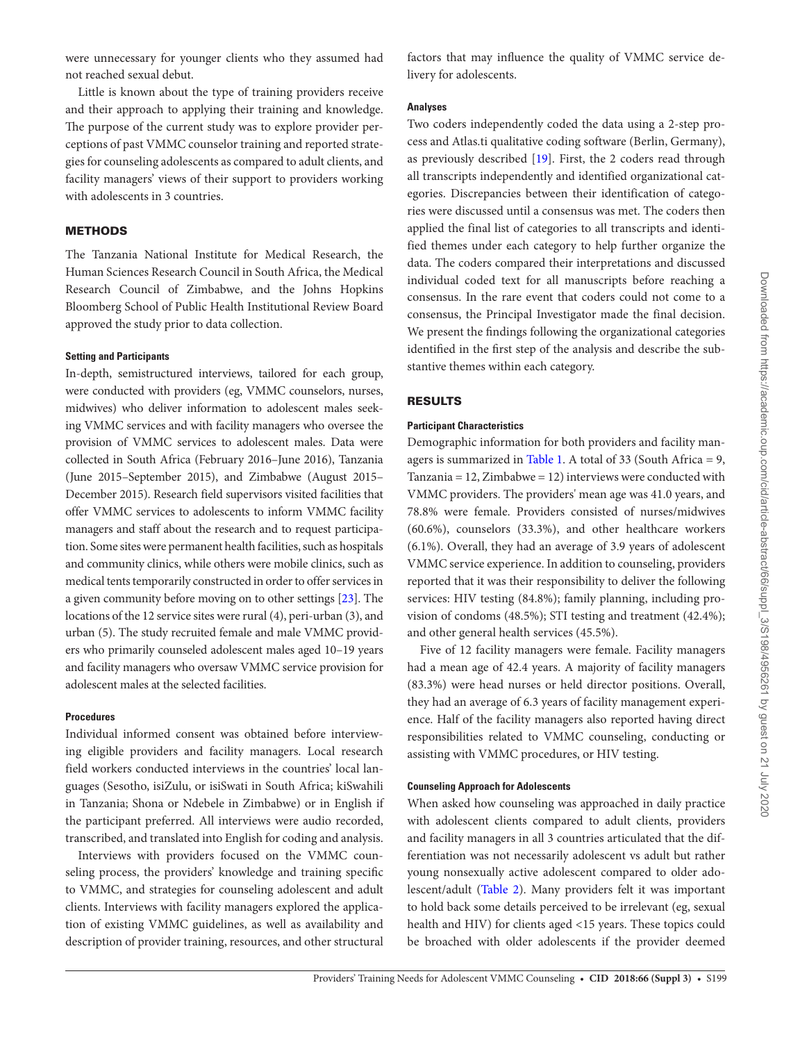were unnecessary for younger clients who they assumed had not reached sexual debut.

Little is known about the type of training providers receive and their approach to applying their training and knowledge. The purpose of the current study was to explore provider perceptions of past VMMC counselor training and reported strategies for counseling adolescents as compared to adult clients, and facility managers' views of their support to providers working with adolescents in 3 countries.

## METHODS

The Tanzania National Institute for Medical Research, the Human Sciences Research Council in South Africa, the Medical Research Council of Zimbabwe, and the Johns Hopkins Bloomberg School of Public Health Institutional Review Board approved the study prior to data collection.

### Setting and Participants

In-depth, semistructured interviews, tailored for each group, were conducted with providers (eg, VMMC counselors, nurses, midwives) who deliver information to adolescent males seeking VMMC services and with facility managers who oversee the provision of VMMC services to adolescent males. Data were collected in South Africa (February 2016–June 2016), Tanzania (June 2015–September 2015), and Zimbabwe (August 2015–December 2015). Research field supervisors visited facilities that offer VMMC services to adolescents to inform VMMC facility managers and staff about the research and to request participation. Some sites were permanent health facilities, such as hospitals and community clinics, while others were mobile clinics, such as medical tents temporarily constructed in order to offer services in a given community before moving on to other settings [23]. The locations of the 12 service sites were rural (4), peri-urban (3), and urban (5). The study recruited female and male VMMC providers who primarily counseled adolescent males aged 10–19 years and facility managers who oversaw VMMC service provision for adolescent males at the selected facilities.

### Procedures

Individual informed consent was obtained before interviewing eligible providers and facility managers. Local research field workers conducted interviews in the countries' local languages (Sesotho, isiZulu, or isiSwati in South Africa; kiSwahili in Tanzania; Shona or Ndebele in Zimbabwe) or in English if the participant preferred. All interviews were audio recorded, transcribed, and translated into English for coding and analysis.

Interviews with providers focused on the VMMC counseling process, the providers' knowledge and training specific to VMMC, and strategies for counseling adolescent and adult clients. Interviews with facility managers explored the application of existing VMMC guidelines, as well as availability and description of provider training, resources, and other structural factors that may influence the quality of VMMC service delivery for adolescents.

### Analyses

Two coders independently coded the data using a 2-step process and Atlas.ti qualitative coding software (Berlin, Germany), as previously described [19]. First, the 2 coders read through all transcripts independently and identified organizational categories. Discrepancies between their identification of categories were discussed until a consensus was met. The coders then applied the final list of categories to all transcripts and identified themes under each category to help further organize the data. The coders compared their interpretations and discussed individual coded text for all manuscripts before reaching a consensus. In the rare event that coders could not come to a consensus, the Principal Investigator made the final decision. We present the findings following the organizational categories identified in the first step of the analysis and describe the substantive themes within each category.

## RESULTS

### Participant Characteristics

Demographic information for both providers and facility managers is summarized in Table 1. A total of 33 (South Africa = 9, Tanzania = 12, Zimbabwe = 12) interviews were conducted with VMMC providers. The providers' mean age was 41.0 years, and 78.8% were female. Providers consisted of nurses/midwives (60.6%), counselors (33.3%), and other healthcare workers (6.1%). Overall, they had an average of 3.9 years of adolescent VMMC service experience. In addition to counseling, providers reported that it was their responsibility to deliver the following services: HIV testing (84.8%); family planning, including provision of condoms (48.5%); STI testing and treatment (42.4%); and other general health services (45.5%).

Five of 12 facility managers were female. Facility managers had a mean age of 42.4 years. A majority of facility managers (83.3%) were head nurses or held director positions. Overall, they had an average of 6.3 years of facility management experience. Half of the facility managers also reported having direct responsibilities related to VMMC counseling, conducting or assisting with VMMC procedures, or HIV testing.

### Counseling Approach for Adolescents

When asked how counseling was approached in daily practice with adolescent clients compared to adult clients, providers and facility managers in all 3 countries articulated that the differentiation was not necessarily adolescent vs adult but rather young nonsexually active adolescent compared to older adolescent/adult (Table 2). Many providers felt it was important to hold back some details perceived to be irrelevant (eg, sexual health and HIV) for clients aged <15 years. These topics could be broached with older adolescents if the provider deemed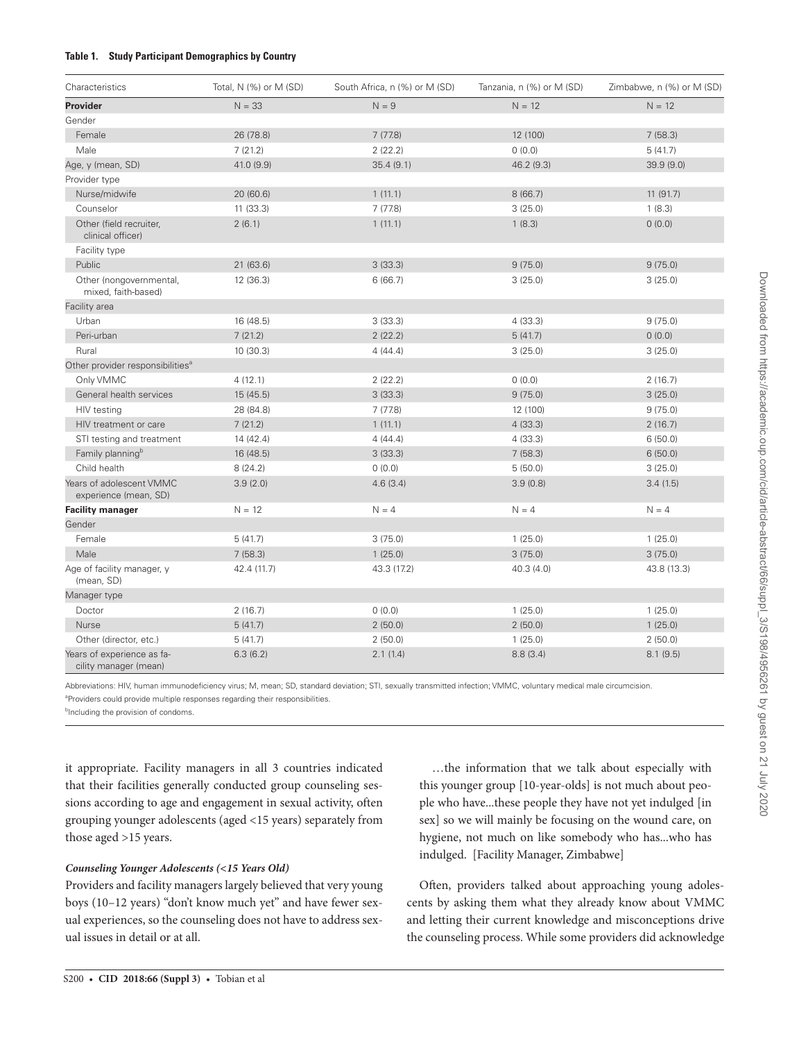**Table 1. Study Participant Demographics by Country**

| Characteristics | Total, N (%) or M (SD) | South Africa, n (%) or M (SD) | Tanzania, n (%) or M (SD) | Zimbabwe, n (%) or M (SD) |
|---|---|---|---|---|
| **Provider** | N = 33 | N = 9 | N = 12 | N = 12 |
| Gender | | | | |
| Female | 26 (78.8) | 7 (77.8) | 12 (100) | 7 (58.3) |
| Male | 7 (21.2) | 2 (22.2) | 0 (0.0) | 5 (41.7) |
| Age, y (mean, SD) | 41.0 (9.9) | 35.4 (9.1) | 46.2 (9.3) | 39.9 (9.0) |
| Provider type | | | | |
| Nurse/midwife | 20 (60.6) | 1 (11.1) | 8 (66.7) | 11 (91.7) |
| Counselor | 11 (33.3) | 7 (77.8) | 3 (25.0) | 1 (8.3) |
| Other (field recruiter, clinical officer) | 2 (6.1) | 1 (11.1) | 1 (8.3) | 0 (0.0) |
| Facility type | | | | |
| Public | 21 (63.6) | 3 (33.3) | 9 (75.0) | 9 (75.0) |
| Other (nongovernmental, mixed, faith-based) | 12 (36.3) | 6 (66.7) | 3 (25.0) | 3 (25.0) |
| Facility area | | | | |
| Urban | 16 (48.5) | 3 (33.3) | 4 (33.3) | 9 (75.0) |
| Peri-urban | 7 (21.2) | 2 (22.2) | 5 (41.7) | 0 (0.0) |
| Rural | 10 (30.3) | 4 (44.4) | 3 (25.0) | 3 (25.0) |
| Other provider responsibilities[a] | | | | |
| Only VMMC | 4 (12.1) | 2 (22.2) | 0 (0.0) | 2 (16.7) |
| General health services | 15 (45.5) | 3 (33.3) | 9 (75.0) | 3 (25.0) |
| HIV testing | 28 (84.8) | 7 (77.8) | 12 (100) | 9 (75.0) |
| HIV treatment or care | 7 (21.2) | 1 (11.1) | 4 (33.3) | 2 (16.7) |
| STI testing and treatment | 14 (42.4) | 4 (44.4) | 4 (33.3) | 6 (50.0) |
| Family planning[b] | 16 (48.5) | 3 (33.3) | 7 (58.3) | 6 (50.0) |
| Child health | 8 (24.2) | 0 (0.0) | 5 (50.0) | 3 (25.0) |
| Years of adolescent VMMC experience (mean, SD) | 3.9 (2.0) | 4.6 (3.4) | 3.9 (0.8) | 3.4 (1.5) |
| **Facility manager** | N = 12 | N = 4 | N = 4 | N = 4 |
| Gender | | | | |
| Female | 5 (41.7) | 3 (75.0) | 1 (25.0) | 1 (25.0) |
| Male | 7 (58.3) | 1 (25.0) | 3 (75.0) | 3 (75.0) |
| Age of facility manager, y (mean, SD) | 42.4 (11.7) | 43.3 (17.2) | 40.3 (4.0) | 43.8 (13.3) |
| Manager type | | | | |
| Doctor | 2 (16.7) | 0 (0.0) | 1 (25.0) | 1 (25.0) |
| Nurse | 5 (41.7) | 2 (50.0) | 2 (50.0) | 1 (25.0) |
| Other (director, etc.) | 5 (41.7) | 2 (50.0) | 1 (25.0) | 2 (50.0) |
| Years of experience as facility manager (mean) | 6.3 (6.2) | 2.1 (1.4) | 8.8 (3.4) | 8.1 (9.5) |

Abbreviations: HIV, human immunodeficiency virus; M, mean; SD, standard deviation; STI, sexually transmitted infection; VMMC, voluntary medical male circumcision.

[a]Providers could provide multiple responses regarding their responsibilities.

[b]Including the provision of condoms.

it appropriate. Facility managers in all 3 countries indicated that their facilities generally conducted group counseling sessions according to age and engagement in sexual activity, often grouping younger adolescents (aged <15 years) separately from those aged >15 years.

#### *Counseling Younger Adolescents (<15 Years Old)*

Providers and facility managers largely believed that very young boys (10–12 years) "don't know much yet" and have fewer sexual experiences, so the counseling does not have to address sexual issues in detail or at all.

> …the information that we talk about especially with this younger group [10-year-olds] is not much about people who have...these people they have not yet indulged [in sex] so we will mainly be focusing on the wound care, on hygiene, not much on like somebody who has...who has indulged. [Facility Manager, Zimbabwe]

Often, providers talked about approaching young adolescents by asking them what they already know about VMMC and letting their current knowledge and misconceptions drive the counseling process. While some providers did acknowledge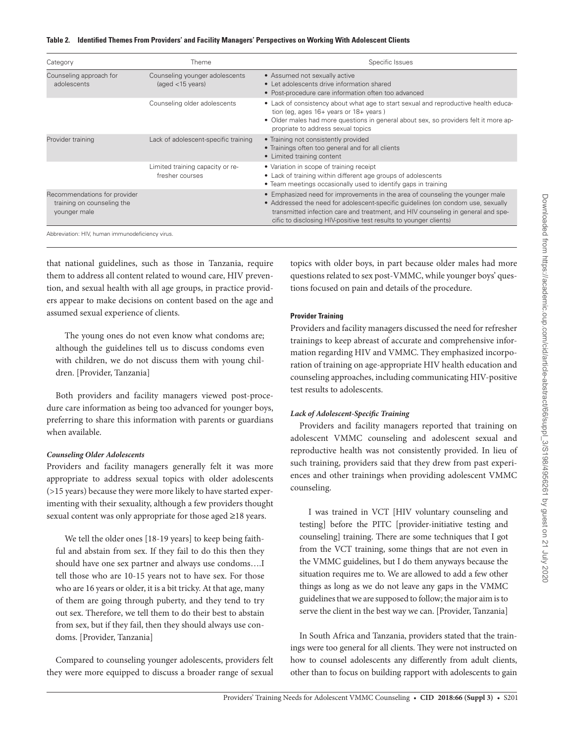**Table 2. Identified Themes From Providers' and Facility Managers' Perspectives on Working With Adolescent Clients**

| Category | Theme | Specific Issues |
|---|---|---|
| Counseling approach for adolescents | Counseling younger adolescents (aged <15 years) | • Assumed not sexually active<br>• Let adolescents drive information shared<br>• Post-procedure care information often too advanced |
| | Counseling older adolescents | • Lack of consistency about what age to start sexual and reproductive health education (eg, ages 16+ years or 18+ years )<br>• Older males had more questions in general about sex, so providers felt it more appropriate to address sexual topics |
| Provider training | Lack of adolescent-specific training | • Training not consistently provided<br>• Trainings often too general and for all clients<br>• Limited training content |
| | Limited training capacity or refresher courses | • Variation in scope of training receipt<br>• Lack of training within different age groups of adolescents<br>• Team meetings occasionally used to identify gaps in training |
| Recommendations for provider training on counseling the younger male | | • Emphasized need for improvements in the area of counseling the younger male<br>• Addressed the need for adolescent-specific guidelines (on condom use, sexually transmitted infection care and treatment, and HIV counseling in general and specific to disclosing HIV-positive test results to younger clients) |

Abbreviation: HIV, human immunodeficiency virus.

that national guidelines, such as those in Tanzania, require them to address all content related to wound care, HIV prevention, and sexual health with all age groups, in practice providers appear to make decisions on content based on the age and assumed sexual experience of clients.

> The young ones do not even know what condoms are; although the guidelines tell us to discuss condoms even with children, we do not discuss them with young children. [Provider, Tanzania]

Both providers and facility managers viewed post-procedure care information as being too advanced for younger boys, preferring to share this information with parents or guardians when available.

#### *Counseling Older Adolescents*

Providers and facility managers generally felt it was more appropriate to address sexual topics with older adolescents (>15 years) because they were more likely to have started experimenting with their sexuality, although a few providers thought sexual content was only appropriate for those aged ≥18 years.

> We tell the older ones [18-19 years] to keep being faithful and abstain from sex. If they fail to do this then they should have one sex partner and always use condoms….I tell those who are 10-15 years not to have sex. For those who are 16 years or older, it is a bit tricky. At that age, many of them are going through puberty, and they tend to try out sex. Therefore, we tell them to do their best to abstain from sex, but if they fail, then they should always use condoms. [Provider, Tanzania]

Compared to counseling younger adolescents, providers felt they were more equipped to discuss a broader range of sexual topics with older boys, in part because older males had more questions related to sex post-VMMC, while younger boys' questions focused on pain and details of the procedure.

### Provider Training

Providers and facility managers discussed the need for refresher trainings to keep abreast of accurate and comprehensive information regarding HIV and VMMC. They emphasized incorporation of training on age-appropriate HIV health education and counseling approaches, including communicating HIV-positive test results to adolescents.

#### *Lack of Adolescent-Specific Training*

Providers and facility managers reported that training on adolescent VMMC counseling and adolescent sexual and reproductive health was not consistently provided. In lieu of such training, providers said that they drew from past experiences and other trainings when providing adolescent VMMC counseling.

> I was trained in VCT [HIV voluntary counseling and testing] before the PITC [provider-initiative testing and counseling] training. There are some techniques that I got from the VCT training, some things that are not even in the VMMC guidelines, but I do them anyways because the situation requires me to. We are allowed to add a few other things as long as we do not leave any gaps in the VMMC guidelines that we are supposed to follow; the major aim is to serve the client in the best way we can. [Provider, Tanzania]

In South Africa and Tanzania, providers stated that the trainings were too general for all clients. They were not instructed on how to counsel adolescents any differently from adult clients, other than to focus on building rapport with adolescents to gain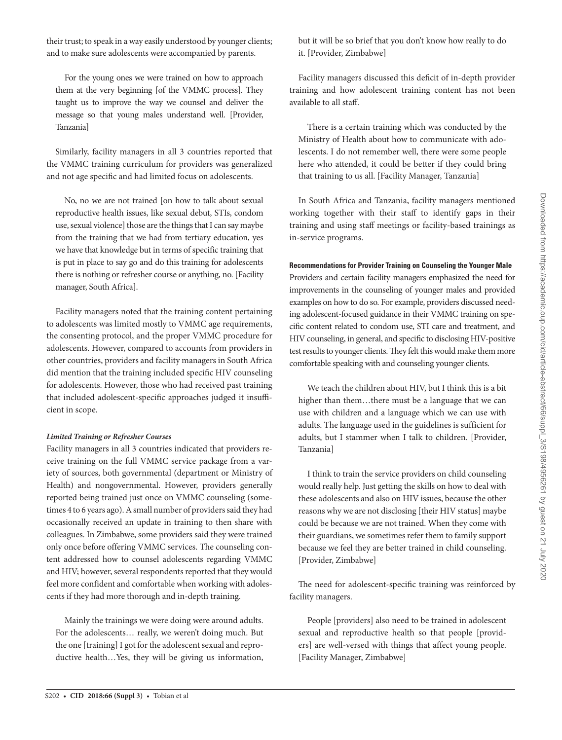their trust; to speak in a way easily understood by younger clients; and to make sure adolescents were accompanied by parents.

> For the young ones we were trained on how to approach them at the very beginning [of the VMMC process]. They taught us to improve the way we counsel and deliver the message so that young males understand well. [Provider, Tanzania]

Similarly, facility managers in all 3 countries reported that the VMMC training curriculum for providers was generalized and not age specific and had limited focus on adolescents.

> No, no we are not trained [on how to talk about sexual reproductive health issues, like sexual debut, STIs, condom use, sexual violence] those are the things that I can say maybe from the training that we had from tertiary education, yes we have that knowledge but in terms of specific training that is put in place to say go and do this training for adolescents there is nothing or refresher course or anything, no. [Facility manager, South Africa].

Facility managers noted that the training content pertaining to adolescents was limited mostly to VMMC age requirements, the consenting protocol, and the proper VMMC procedure for adolescents. However, compared to accounts from providers in other countries, providers and facility managers in South Africa did mention that the training included specific HIV counseling for adolescents. However, those who had received past training that included adolescent-specific approaches judged it insufficient in scope.

#### *Limited Training or Refresher Courses*

Facility managers in all 3 countries indicated that providers receive training on the full VMMC service package from a variety of sources, both governmental (department or Ministry of Health) and nongovernmental. However, providers generally reported being trained just once on VMMC counseling (sometimes 4 to 6 years ago). A small number of providers said they had occasionally received an update in training to then share with colleagues. In Zimbabwe, some providers said they were trained only once before offering VMMC services. The counseling content addressed how to counsel adolescents regarding VMMC and HIV; however, several respondents reported that they would feel more confident and comfortable when working with adolescents if they had more thorough and in-depth training.

> Mainly the trainings we were doing were around adults. For the adolescents… really, we weren't doing much. But the one [training] I got for the adolescent sexual and reproductive health…Yes, they will be giving us information, but it will be so brief that you don't know how really to do it. [Provider, Zimbabwe]

Facility managers discussed this deficit of in-depth provider training and how adolescent training content has not been available to all staff.

> There is a certain training which was conducted by the Ministry of Health about how to communicate with adolescents. I do not remember well, there were some people here who attended, it could be better if they could bring that training to us all. [Facility Manager, Tanzania]

In South Africa and Tanzania, facility managers mentioned working together with their staff to identify gaps in their training and using staff meetings or facility-based trainings as in-service programs.

#### **Recommendations for Provider Training on Counseling the Younger Male**

Providers and certain facility managers emphasized the need for improvements in the counseling of younger males and provided examples on how to do so. For example, providers discussed needing adolescent-focused guidance in their VMMC training on specific content related to condom use, STI care and treatment, and HIV counseling, in general, and specific to disclosing HIV-positive test results to younger clients. They felt this would make them more comfortable speaking with and counseling younger clients.

> We teach the children about HIV, but I think this is a bit higher than them…there must be a language that we can use with children and a language which we can use with adults. The language used in the guidelines is sufficient for adults, but I stammer when I talk to children. [Provider, Tanzania]

> I think to train the service providers on child counseling would really help. Just getting the skills on how to deal with these adolescents and also on HIV issues, because the other reasons why we are not disclosing [their HIV status] maybe could be because we are not trained. When they come with their guardians, we sometimes refer them to family support because we feel they are better trained in child counseling. [Provider, Zimbabwe]

The need for adolescent-specific training was reinforced by facility managers.

> People [providers] also need to be trained in adolescent sexual and reproductive health so that people [providers] are well-versed with things that affect young people. [Facility Manager, Zimbabwe]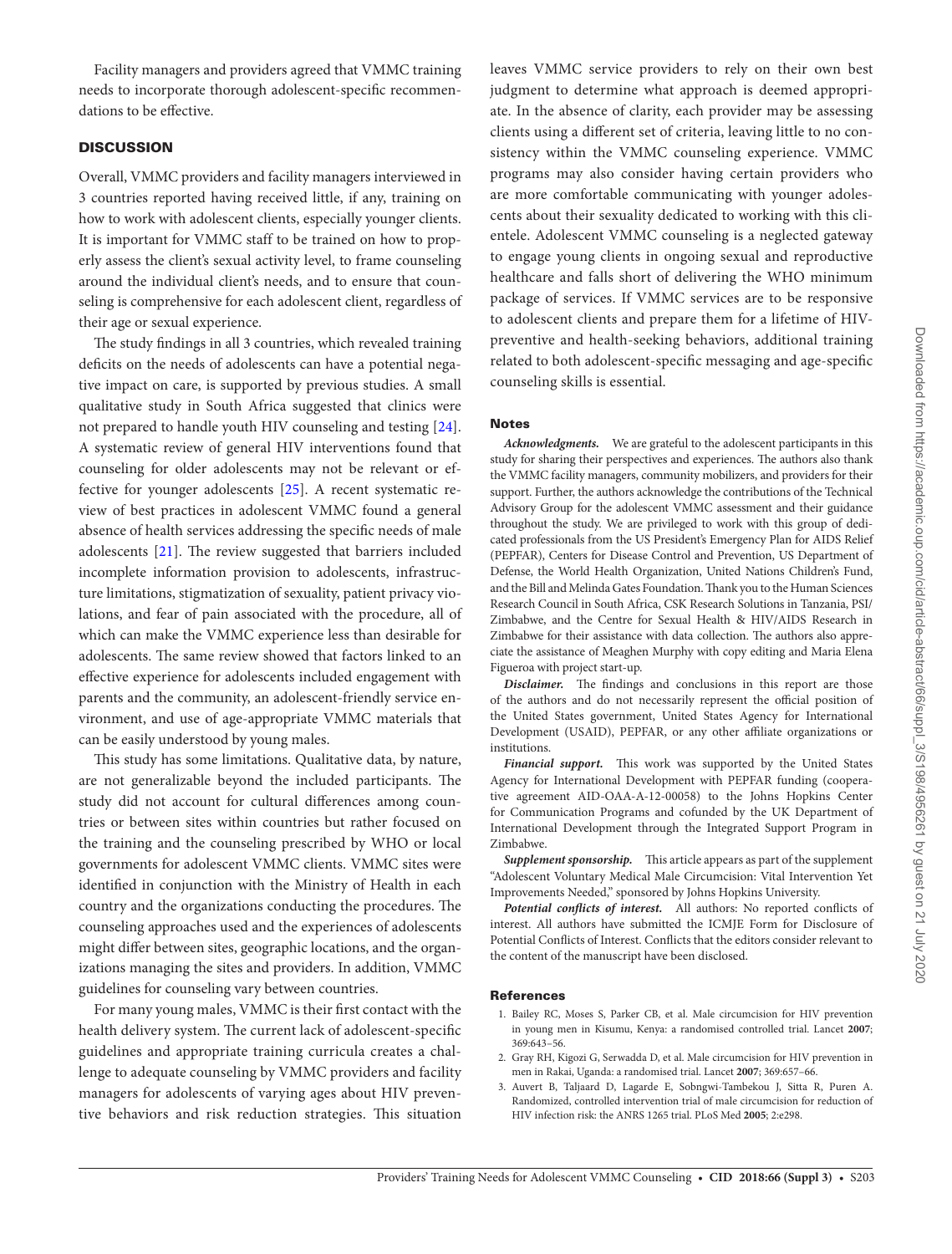Facility managers and providers agreed that VMMC training needs to incorporate thorough adolescent-specific recommendations to be effective.

## DISCUSSION

Overall, VMMC providers and facility managers interviewed in 3 countries reported having received little, if any, training on how to work with adolescent clients, especially younger clients. It is important for VMMC staff to be trained on how to properly assess the client's sexual activity level, to frame counseling around the individual client's needs, and to ensure that counseling is comprehensive for each adolescent client, regardless of their age or sexual experience.

The study findings in all 3 countries, which revealed training deficits on the needs of adolescents can have a potential negative impact on care, is supported by previous studies. A small qualitative study in South Africa suggested that clinics were not prepared to handle youth HIV counseling and testing [24]. A systematic review of general HIV interventions found that counseling for older adolescents may not be relevant or effective for younger adolescents [25]. A recent systematic review of best practices in adolescent VMMC found a general absence of health services addressing the specific needs of male adolescents [21]. The review suggested that barriers included incomplete information provision to adolescents, infrastructure limitations, stigmatization of sexuality, patient privacy violations, and fear of pain associated with the procedure, all of which can make the VMMC experience less than desirable for adolescents. The same review showed that factors linked to an effective experience for adolescents included engagement with parents and the community, an adolescent-friendly service environment, and use of age-appropriate VMMC materials that can be easily understood by young males.

This study has some limitations. Qualitative data, by nature, are not generalizable beyond the included participants. The study did not account for cultural differences among countries or between sites within countries but rather focused on the training and the counseling prescribed by WHO or local governments for adolescent VMMC clients. VMMC sites were identified in conjunction with the Ministry of Health in each country and the organizations conducting the procedures. The counseling approaches used and the experiences of adolescents might differ between sites, geographic locations, and the organizations managing the sites and providers. In addition, VMMC guidelines for counseling vary between countries.

For many young males, VMMC is their first contact with the health delivery system. The current lack of adolescent-specific guidelines and appropriate training curricula creates a challenge to adequate counseling by VMMC providers and facility managers for adolescents of varying ages about HIV preventive behaviors and risk reduction strategies. This situation leaves VMMC service providers to rely on their own best judgment to determine what approach is deemed appropriate. In the absence of clarity, each provider may be assessing clients using a different set of criteria, leaving little to no consistency within the VMMC counseling experience. VMMC programs may also consider having certain providers who are more comfortable communicating with younger adolescents about their sexuality dedicated to working with this clientele. Adolescent VMMC counseling is a neglected gateway to engage young clients in ongoing sexual and reproductive healthcare and falls short of delivering the WHO minimum package of services. If VMMC services are to be responsive to adolescent clients and prepare them for a lifetime of HIV-preventive and health-seeking behaviors, additional training related to both adolescent-specific messaging and age-specific counseling skills is essential.

### Notes

***Acknowledgments.*** We are grateful to the adolescent participants in this study for sharing their perspectives and experiences. The authors also thank the VMMC facility managers, community mobilizers, and providers for their support. Further, the authors acknowledge the contributions of the Technical Advisory Group for the adolescent VMMC assessment and their guidance throughout the study. We are privileged to work with this group of dedicated professionals from the US President's Emergency Plan for AIDS Relief (PEPFAR), Centers for Disease Control and Prevention, US Department of Defense, the World Health Organization, United Nations Children's Fund, and the Bill and Melinda Gates Foundation. Thank you to the Human Sciences Research Council in South Africa, CSK Research Solutions in Tanzania, PSI/Zimbabwe, and the Centre for Sexual Health & HIV/AIDS Research in Zimbabwe for their assistance with data collection. The authors also appreciate the assistance of Meaghen Murphy with copy editing and Maria Elena Figueroa with project start-up.

***Disclaimer.*** The findings and conclusions in this report are those of the authors and do not necessarily represent the official position of the United States government, United States Agency for International Development (USAID), PEPFAR, or any other affiliate organizations or institutions.

***Financial support.*** This work was supported by the United States Agency for International Development with PEPFAR funding (cooperative agreement AID-OAA-A-12-00058) to the Johns Hopkins Center for Communication Programs and cofunded by the UK Department of International Development through the Integrated Support Program in Zimbabwe.

***Supplement sponsorship.*** This article appears as part of the supplement "Adolescent Voluntary Medical Male Circumcision: Vital Intervention Yet Improvements Needed," sponsored by Johns Hopkins University.

***Potential conflicts of interest.*** All authors: No reported conflicts of interest. All authors have submitted the ICMJE Form for Disclosure of Potential Conflicts of Interest. Conflicts that the editors consider relevant to the content of the manuscript have been disclosed.

### References

1. Bailey RC, Moses S, Parker CB, et al. Male circumcision for HIV prevention in young men in Kisumu, Kenya: a randomised controlled trial. Lancet **2007**; 369:643–56.
2. Gray RH, Kigozi G, Serwadda D, et al. Male circumcision for HIV prevention in men in Rakai, Uganda: a randomised trial. Lancet **2007**; 369:657–66.
3. Auvert B, Taljaard D, Lagarde E, Sobngwi-Tambekou J, Sitta R, Puren A. Randomized, controlled intervention trial of male circumcision for reduction of HIV infection risk: the ANRS 1265 trial. PLoS Med **2005**; 2:e298.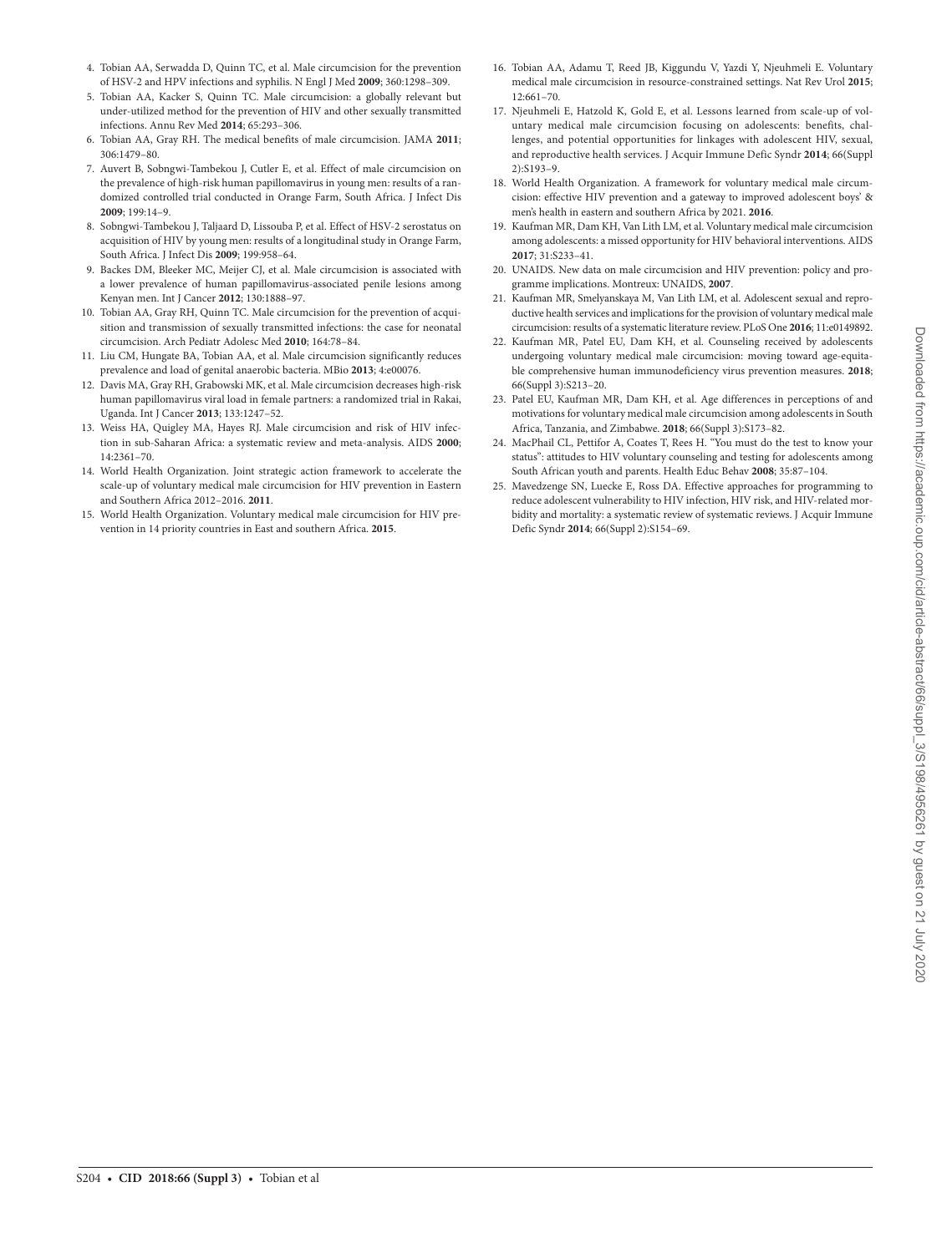4. Tobian AA, Serwadda D, Quinn TC, et al. Male circumcision for the prevention of HSV-2 and HPV infections and syphilis. N Engl J Med **2009**; 360:1298–309.
5. Tobian AA, Kacker S, Quinn TC. Male circumcision: a globally relevant but under-utilized method for the prevention of HIV and other sexually transmitted infections. Annu Rev Med **2014**; 65:293–306.
6. Tobian AA, Gray RH. The medical benefits of male circumcision. JAMA **2011**; 306:1479–80.
7. Auvert B, Sobngwi-Tambekou J, Cutler E, et al. Effect of male circumcision on the prevalence of high-risk human papillomavirus in young men: results of a randomized controlled trial conducted in Orange Farm, South Africa. J Infect Dis **2009**; 199:14–9.
8. Sobngwi-Tambekou J, Taljaard D, Lissouba P, et al. Effect of HSV-2 serostatus on acquisition of HIV by young men: results of a longitudinal study in Orange Farm, South Africa. J Infect Dis **2009**; 199:958–64.
9. Backes DM, Bleeker MC, Meijer CJ, et al. Male circumcision is associated with a lower prevalence of human papillomavirus-associated penile lesions among Kenyan men. Int J Cancer **2012**; 130:1888–97.
10. Tobian AA, Gray RH, Quinn TC. Male circumcision for the prevention of acquisition and transmission of sexually transmitted infections: the case for neonatal circumcision. Arch Pediatr Adolesc Med **2010**; 164:78–84.
11. Liu CM, Hungate BA, Tobian AA, et al. Male circumcision significantly reduces prevalence and load of genital anaerobic bacteria. MBio **2013**; 4:e00076.
12. Davis MA, Gray RH, Grabowski MK, et al. Male circumcision decreases high-risk human papillomavirus viral load in female partners: a randomized trial in Rakai, Uganda. Int J Cancer **2013**; 133:1247–52.
13. Weiss HA, Quigley MA, Hayes RJ. Male circumcision and risk of HIV infection in sub-Saharan Africa: a systematic review and meta-analysis. AIDS **2000**; 14:2361–70.
14. World Health Organization. Joint strategic action framework to accelerate the scale-up of voluntary medical male circumcision for HIV prevention in Eastern and Southern Africa 2012–2016. **2011**.
15. World Health Organization. Voluntary medical male circumcision for HIV prevention in 14 priority countries in East and southern Africa. **2015**.
16. Tobian AA, Adamu T, Reed JB, Kiggundu V, Yazdi Y, Njeuhmeli E. Voluntary medical male circumcision in resource-constrained settings. Nat Rev Urol **2015**; 12:661–70.
17. Njeuhmeli E, Hatzold K, Gold E, et al. Lessons learned from scale-up of voluntary medical male circumcision focusing on adolescents: benefits, challenges, and potential opportunities for linkages with adolescent HIV, sexual, and reproductive health services. J Acquir Immune Defic Syndr **2014**; 66(Suppl 2):S193–9.
18. World Health Organization. A framework for voluntary medical male circumcision: effective HIV prevention and a gateway to improved adolescent boys' & men's health in eastern and southern Africa by 2021. **2016**.
19. Kaufman MR, Dam KH, Van Lith LM, et al. Voluntary medical male circumcision among adolescents: a missed opportunity for HIV behavioral interventions. AIDS **2017**; 31:S233–41.
20. UNAIDS. New data on male circumcision and HIV prevention: policy and programme implications. Montreux: UNAIDS, **2007**.
21. Kaufman MR, Smelyanskaya M, Van Lith LM, et al. Adolescent sexual and reproductive health services and implications for the provision of voluntary medical male circumcision: results of a systematic literature review. PLoS One **2016**; 11:e0149892.
22. Kaufman MR, Patel EU, Dam KH, et al. Counseling received by adolescents undergoing voluntary medical male circumcision: moving toward age-equitable comprehensive human immunodeficiency virus prevention measures. **2018**; 66(Suppl 3):S213–20.
23. Patel EU, Kaufman MR, Dam KH, et al. Age differences in perceptions of and motivations for voluntary medical male circumcision among adolescents in South Africa, Tanzania, and Zimbabwe. **2018**; 66(Suppl 3):S173–82.
24. MacPhail CL, Pettifor A, Coates T, Rees H. "You must do the test to know your status": attitudes to HIV voluntary counseling and testing for adolescents among South African youth and parents. Health Educ Behav **2008**; 35:87–104.
25. Mavedzenge SN, Luecke E, Ross DA. Effective approaches for programming to reduce adolescent vulnerability to HIV infection, HIV risk, and HIV-related morbidity and mortality: a systematic review of systematic reviews. J Acquir Immune Defic Syndr **2014**; 66(Suppl 2):S154–69.